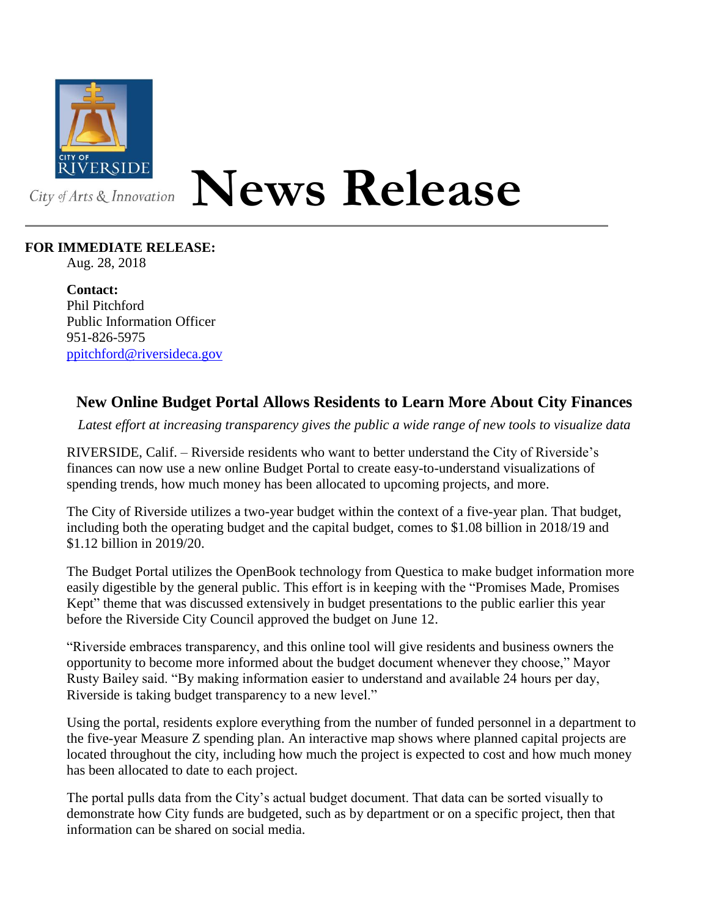CITY OF RIVERSIDE

City of Arts & Innovation

# News Release

**FOR IMMEDIATE RELEASE:**
Aug. 28, 2018

**Contact:**
Phil Pitchford
Public Information Officer
951-826-5975
ppitchford@riversideca.gov

## New Online Budget Portal Allows Residents to Learn More About City Finances

*Latest effort at increasing transparency gives the public a wide range of new tools to visualize data*

RIVERSIDE, Calif. – Riverside residents who want to better understand the City of Riverside's finances can now use a new online Budget Portal to create easy-to-understand visualizations of spending trends, how much money has been allocated to upcoming projects, and more.

The City of Riverside utilizes a two-year budget within the context of a five-year plan. That budget, including both the operating budget and the capital budget, comes to $1.08 billion in 2018/19 and $1.12 billion in 2019/20.

The Budget Portal utilizes the OpenBook technology from Questica to make budget information more easily digestible by the general public. This effort is in keeping with the "Promises Made, Promises Kept" theme that was discussed extensively in budget presentations to the public earlier this year before the Riverside City Council approved the budget on June 12.

"Riverside embraces transparency, and this online tool will give residents and business owners the opportunity to become more informed about the budget document whenever they choose," Mayor Rusty Bailey said. "By making information easier to understand and available 24 hours per day, Riverside is taking budget transparency to a new level."

Using the portal, residents explore everything from the number of funded personnel in a department to the five-year Measure Z spending plan. An interactive map shows where planned capital projects are located throughout the city, including how much the project is expected to cost and how much money has been allocated to date to each project.

The portal pulls data from the City's actual budget document. That data can be sorted visually to demonstrate how City funds are budgeted, such as by department or on a specific project, then that information can be shared on social media.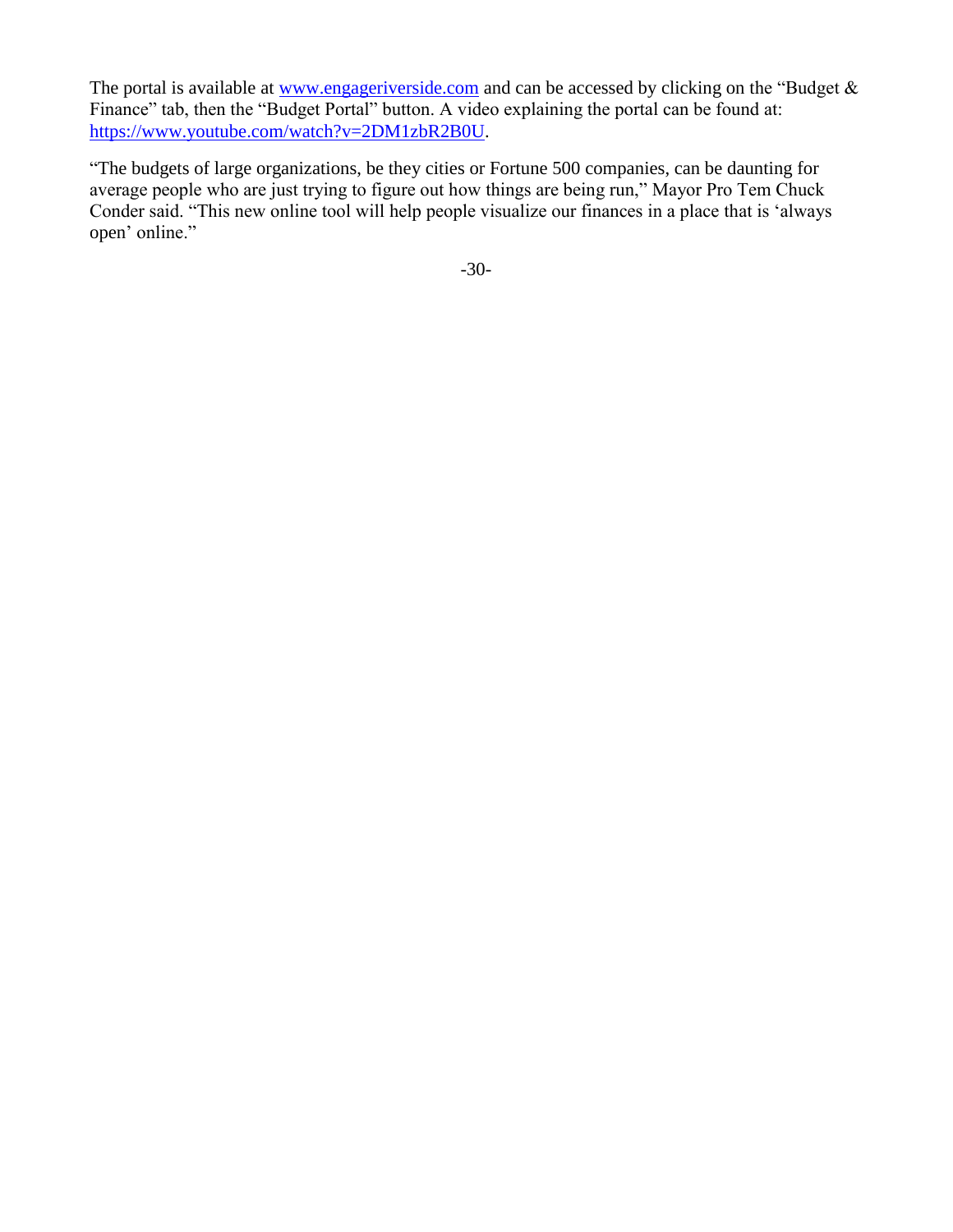The portal is available at [www.engageriverside.com](http://www.engageriverside.com) and can be accessed by clicking on the "Budget & Finance" tab, then the "Budget Portal" button. A video explaining the portal can be found at: [https://www.youtube.com/watch?v=2DM1zbR2B0U](https://www.youtube.com/watch?v=2DM1zbR2B0U).

"The budgets of large organizations, be they cities or Fortune 500 companies, can be daunting for average people who are just trying to figure out how things are being run," Mayor Pro Tem Chuck Conder said. "This new online tool will help people visualize our finances in a place that is 'always open' online."

-30-